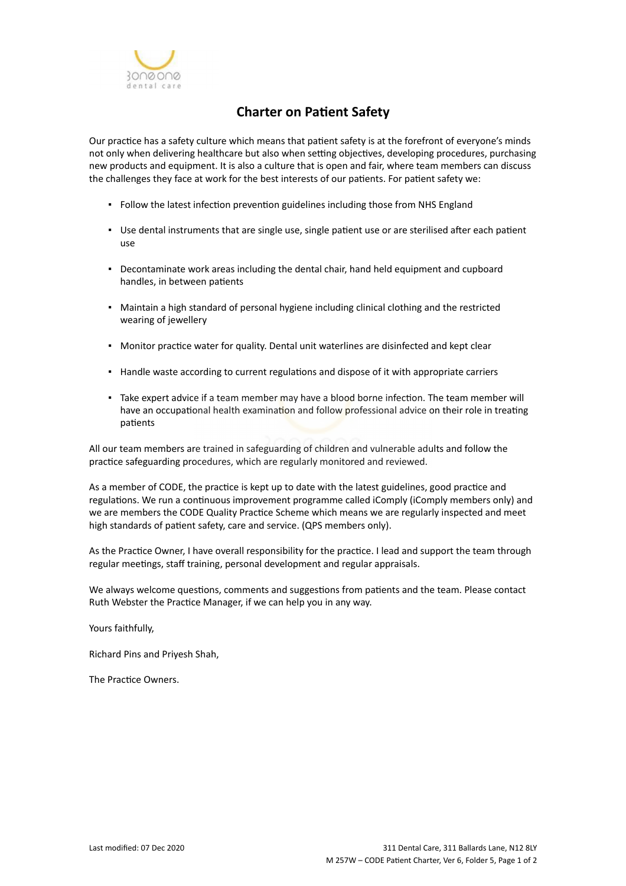# Charter on Patient Safety

Our practice has a safety culture which means that patient safety is at the forefront of everyone's minds not only when delivering healthcare but also when setting objectives, developing procedures, purchasing new products and equipment. It is also a culture that is open and fair, where team members can discuss the challenges they face at work for the best interests of our patients. For patient safety we:

- Follow the latest infection prevention guidelines including those from NHS England
- Use dental instruments that are single use, single patient use or are sterilised after each patient use
- Decontaminate work areas including the dental chair, hand held equipment and cupboard handles, in between patients
- Maintain a high standard of personal hygiene including clinical clothing and the restricted wearing of jewellery
- Monitor practice water for quality. Dental unit waterlines are disinfected and kept clear
- Handle waste according to current regulations and dispose of it with appropriate carriers
- Take expert advice if a team member may have a blood borne infection. The team member will have an occupational health examination and follow professional advice on their role in treating patients

All our team members are trained in safeguarding of children and vulnerable adults and follow the practice safeguarding procedures, which are regularly monitored and reviewed.

As a member of CODE, the practice is kept up to date with the latest guidelines, good practice and regulations. We run a continuous improvement programme called iComply (iComply members only) and we are members the CODE Quality Practice Scheme which means we are regularly inspected and meet high standards of patient safety, care and service. (QPS members only).

As the Practice Owner, I have overall responsibility for the practice. I lead and support the team through regular meetings, staff training, personal development and regular appraisals.

We always welcome questions, comments and suggestions from patients and the team. Please contact Ruth Webster the Practice Manager, if we can help you in any way.

Yours faithfully,

Richard Pins and Priyesh Shah,

The Practice Owners.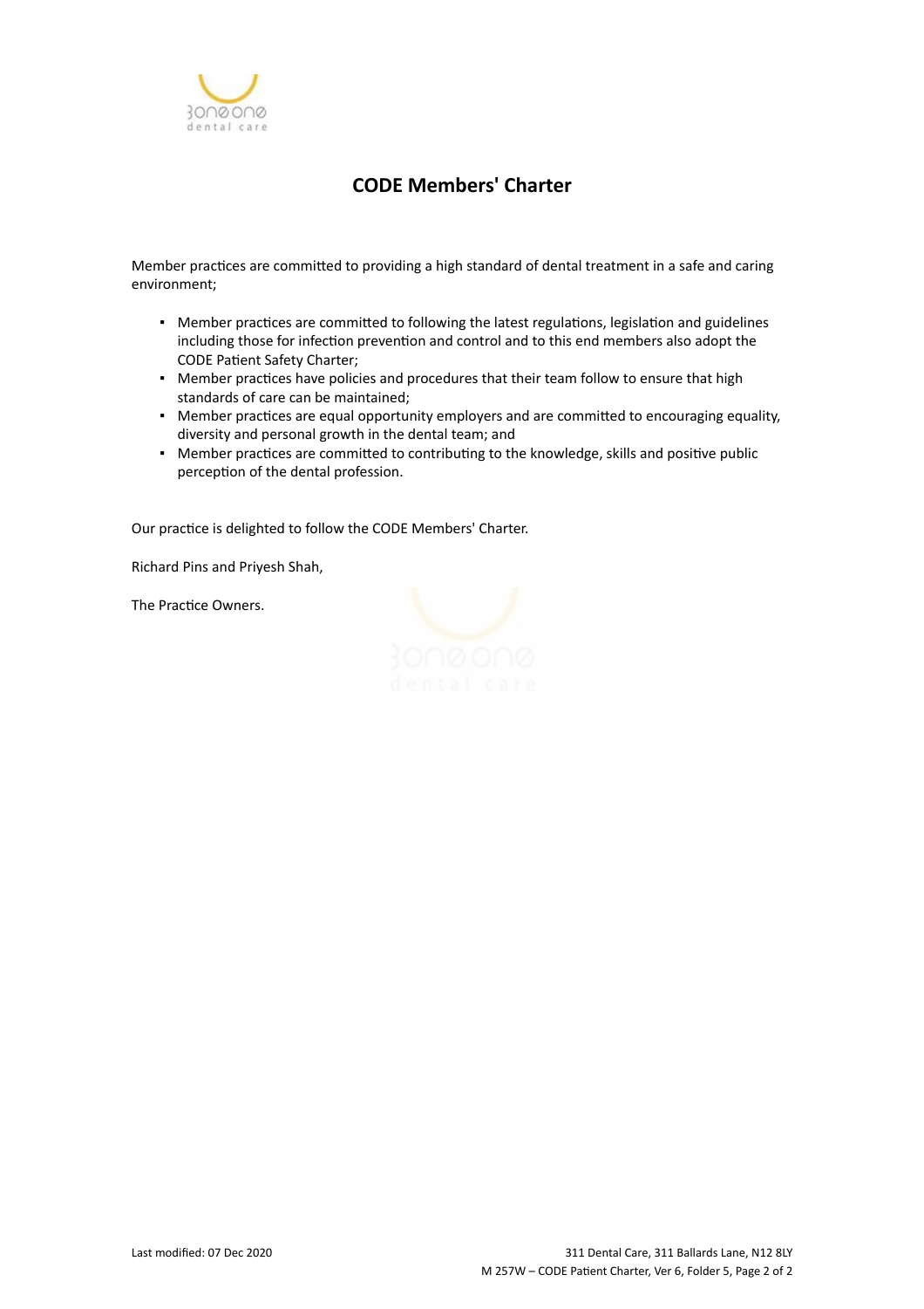# CODE Members' Charter

Member practices are committed to providing a high standard of dental treatment in a safe and caring environment;

- Member practices are committed to following the latest regulations, legislation and guidelines including those for infection prevention and control and to this end members also adopt the CODE Patient Safety Charter;
- Member practices have policies and procedures that their team follow to ensure that high standards of care can be maintained;
- Member practices are equal opportunity employers and are committed to encouraging equality, diversity and personal growth in the dental team; and
- Member practices are committed to contributing to the knowledge, skills and positive public perception of the dental profession.

Our practice is delighted to follow the CODE Members' Charter.

Richard Pins and Priyesh Shah,

The Practice Owners.